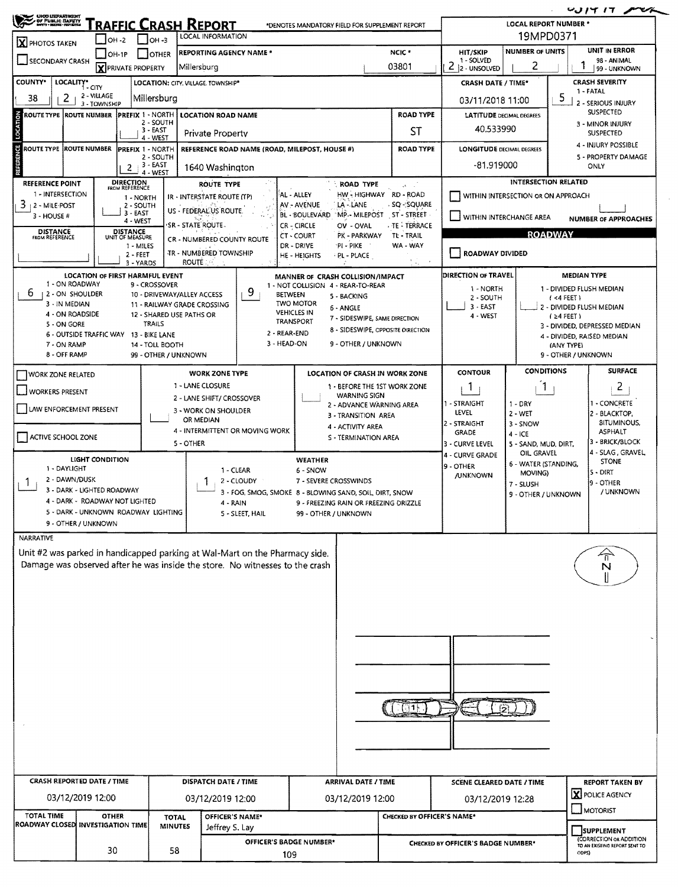# TRAFFIC CRASH REPORT

OHIO DEPARTMENT OF PUBLIC SAFETY

*DENOTES MANDATORY FIELD FOR SUPPLEMENT REPORT

| LOCAL REPORT NUMBER * |
|---|
| 19MPD0371 |

- [X] PHOTOS TAKEN
- [ ] OH-2
- [ ] OH-3
- [ ] OH-1P
- [ ] OTHER
- [ ] SECONDARY CRASH
- [X] PRIVATE PROPERTY

LOCAL INFORMATION

| REPORTING AGENCY NAME * | NCIC * | HIT/SKIP | NUMBER OF UNITS | UNIT IN ERROR |
|---|---|---|---|---|
| Millersburg | 03801 | 2 (1 - SOLVED, 2 - UNSOLVED) | 2 | 1 (98 - ANIMAL, 99 - UNKNOWN) |

| COUNTY* | LOCALITY* (1 - CITY, 2 - VILLAGE, 3 - TOWNSHIP) | LOCATION: CITY, VILLAGE, TOWNSHIP* | CRASH DATE / TIME* | CRASH SEVERITY |
|---|---|---|---|---|
| 38 | 2 | Millersburg | 03/11/2018 11:00 | 5 |

CRASH SEVERITY: 1 - FATAL, 2 - SERIOUS INJURY SUSPECTED, 3 - MINOR INJURY SUSPECTED, 4 - INJURY POSSIBLE, 5 - PROPERTY DAMAGE ONLY

## LOCATION

| ROUTE TYPE | ROUTE NUMBER | PREFIX (1 - NORTH, 2 - SOUTH, 3 - EAST, 4 - WEST) | LOCATION ROAD NAME | ROAD TYPE | LATITUDE DECIMAL DEGREES |
|---|---|---|---|---|---|
| | | | Private Property | ST | 40.533990 |

## REFERENCE

| ROUTE TYPE | ROUTE NUMBER | PREFIX (1 - NORTH, 2 - SOUTH, 3 - EAST, 4 - WEST) | REFERENCE ROAD NAME (ROAD, MILEPOST, HOUSE #) | ROAD TYPE | LONGITUDE DECIMAL DEGREES |
|---|---|---|---|---|---|
| | | 2 | 1640 Washington | | -81.919000 |

| REFERENCE POINT | DIRECTION FROM REFERENCE | DISTANCE FROM REFERENCE | DISTANCE UNIT OF MEASURE |
|---|---|---|---|
| 3 | | | |

REFERENCE POINT: 1 - INTERSECTION, 2 - MILE POST, 3 - HOUSE #

DIRECTION FROM REFERENCE: 1 - NORTH, 2 - SOUTH, 3 - EAST, 4 - WEST

DISTANCE UNIT OF MEASURE: 1 - MILES, 2 - FEET, 3 - YARDS

ROUTE TYPE: IR - INTERSTATE ROUTE (TP), US - FEDERAL US ROUTE, SR - STATE ROUTE, CR - NUMBERED COUNTY ROUTE, TR - NUMBERED TOWNSHIP ROUTE

ROAD TYPE: AL - ALLEY, AV - AVENUE, BL - BOULEVARD, CR - CIRCLE, CT - COURT, DR - DRIVE, HE - HEIGHTS, HW - HIGHWAY, LA - LANE, MP - MILEPOST, OV - OVAL, PK - PARKWAY, PI - PIKE, PL - PLACE, RD - ROAD, SQ - SQUARE, ST - STREET, TE - TERRACE, TL - TRAIL, WA - WAY

INTERSECTION RELATED

- [ ] WITHIN INTERSECTION OR ON APPROACH
- [ ] WITHIN INTERCHANGE AREA

NUMBER OF APPROACHES:

## ROADWAY

- [ ] ROADWAY DIVIDED

| LOCATION OF FIRST HARMFUL EVENT | MANNER OF CRASH COLLISION/IMPACT | DIRECTION OF TRAVEL | MEDIAN TYPE |
|---|---|---|---|
| 6 | 9 | | |

LOCATION OF FIRST HARMFUL EVENT: 1 - ON ROADWAY, 2 - ON SHOULDER, 3 - IN MEDIAN, 4 - ON ROADSIDE, 5 - ON GORE, 6 - OUTSIDE TRAFFIC WAY, 7 - ON RAMP, 8 - OFF RAMP, 9 - CROSSOVER, 10 - DRIVEWAY/ALLEY ACCESS, 11 - RAILWAY GRADE CROSSING, 12 - SHARED USE PATHS OR TRAILS, 13 - BIKE LANE, 14 - TOLL BOOTH, 99 - OTHER / UNKNOWN

MANNER OF CRASH COLLISION/IMPACT: 1 - NOT COLLISION BETWEEN TWO MOTOR VEHICLES IN TRANSPORT, 2 - REAR-END, 3 - HEAD-ON, 4 - REAR-TO-REAR, 5 - BACKING, 6 - ANGLE, 7 - SIDESWIPE, SAME DIRECTION, 8 - SIDESWIPE, OPPOSITE DIRECTION, 9 - OTHER / UNKNOWN

DIRECTION OF TRAVEL: 1 - NORTH, 2 - SOUTH, 3 - EAST, 4 - WEST

MEDIAN TYPE: 1 - DIVIDED FLUSH MEDIAN (<4 FEET), 2 - DIVIDED FLUSH MEDIAN (≥4 FEET), 3 - DIVIDED, DEPRESSED MEDIAN, 4 - DIVIDED, RAISED MEDIAN (ANY TYPE), 9 - OTHER / UNKNOWN

- [ ] WORK ZONE RELATED
- [ ] WORKERS PRESENT
- [ ] LAW ENFORCEMENT PRESENT
- [ ] ACTIVE SCHOOL ZONE

WORK ZONE TYPE: 1 - LANE CLOSURE, 2 - LANE SHIFT/ CROSSOVER, 3 - WORK ON SHOULDER OR MEDIAN, 4 - INTERMITTENT OR MOVING WORK, 5 - OTHER

LOCATION OF CRASH IN WORK ZONE: 1 - BEFORE THE 1ST WORK ZONE WARNING SIGN, 2 - ADVANCE WARNING AREA, 3 - TRANSITION AREA, 4 - ACTIVITY AREA, 5 - TERMINATION AREA

| CONTOUR | CONDITIONS | SURFACE |
|---|---|---|
| 1 | 1 | 2 |

CONTOUR: 1 - STRAIGHT LEVEL, 2 - STRAIGHT GRADE, 3 - CURVE LEVEL, 4 - CURVE GRADE, 9 - OTHER /UNKNOWN

CONDITIONS: 1 - DRY, 2 - WET, 3 - SNOW, 4 - ICE, 5 - SAND, MUD, DIRT, OIL, GRAVEL, 6 - WATER (STANDING, MOVING), 7 - SLUSH, 9 - OTHER / UNKNOWN

SURFACE: 1 - CONCRETE, 2 - BLACKTOP, BITUMINOUS, ASPHALT, 3 - BRICK/BLOCK, 4 - SLAG, GRAVEL, STONE, 5 - DIRT, 9 - OTHER / UNKNOWN

| LIGHT CONDITION | WEATHER |
|---|---|
| 1 | 1 |

LIGHT CONDITION: 1 - DAYLIGHT, 2 - DAWN/DUSK, 3 - DARK - LIGHTED ROADWAY, 4 - DARK - ROADWAY NOT LIGHTED, 5 - DARK - UNKNOWN ROADWAY LIGHTING, 9 - OTHER / UNKNOWN

WEATHER: 1 - CLEAR, 2 - CLOUDY, 3 - FOG, SMOG, SMOKE, 4 - RAIN, 5 - SLEET, HAIL, 6 - SNOW, 7 - SEVERE CROSSWINDS, 8 - BLOWING SAND, SOIL, DIRT, SNOW, 9 - FREEZING RAIN OR FREEZING DRIZZLE, 99 - OTHER / UNKNOWN

## NARRATIVE

Unit #2 was parked in handicapped parking at Wal-Mart on the Pharmacy side. Damage was observed after he was inside the store. No witnesses to the crash

| CRASH REPORTED DATE / TIME | DISPATCH DATE / TIME | ARRIVAL DATE / TIME | SCENE CLEARED DATE / TIME | REPORT TAKEN BY |
|---|---|---|---|---|
| 03/12/2019 12:00 | 03/12/2019 12:00 | 03/12/2019 12:00 | 03/12/2019 12:28 | [X] POLICE AGENCY [ ] MOTORIST |

| TOTAL TIME ROADWAY CLOSED | OTHER INVESTIGATION TIME | TOTAL MINUTES | OFFICER'S NAME* | CHECKED BY OFFICER'S NAME* |
|---|---|---|---|---|
| | 30 | 58 | Jeffrey S. Lay | |

| OFFICER'S BADGE NUMBER* | CHECKED BY OFFICER'S BADGE NUMBER* |
|---|---|
| 109 | |

- [ ] SUPPLEMENT (CORRECTION OR ADDITION TO AN EXISTING REPORT SENT TO ODPS)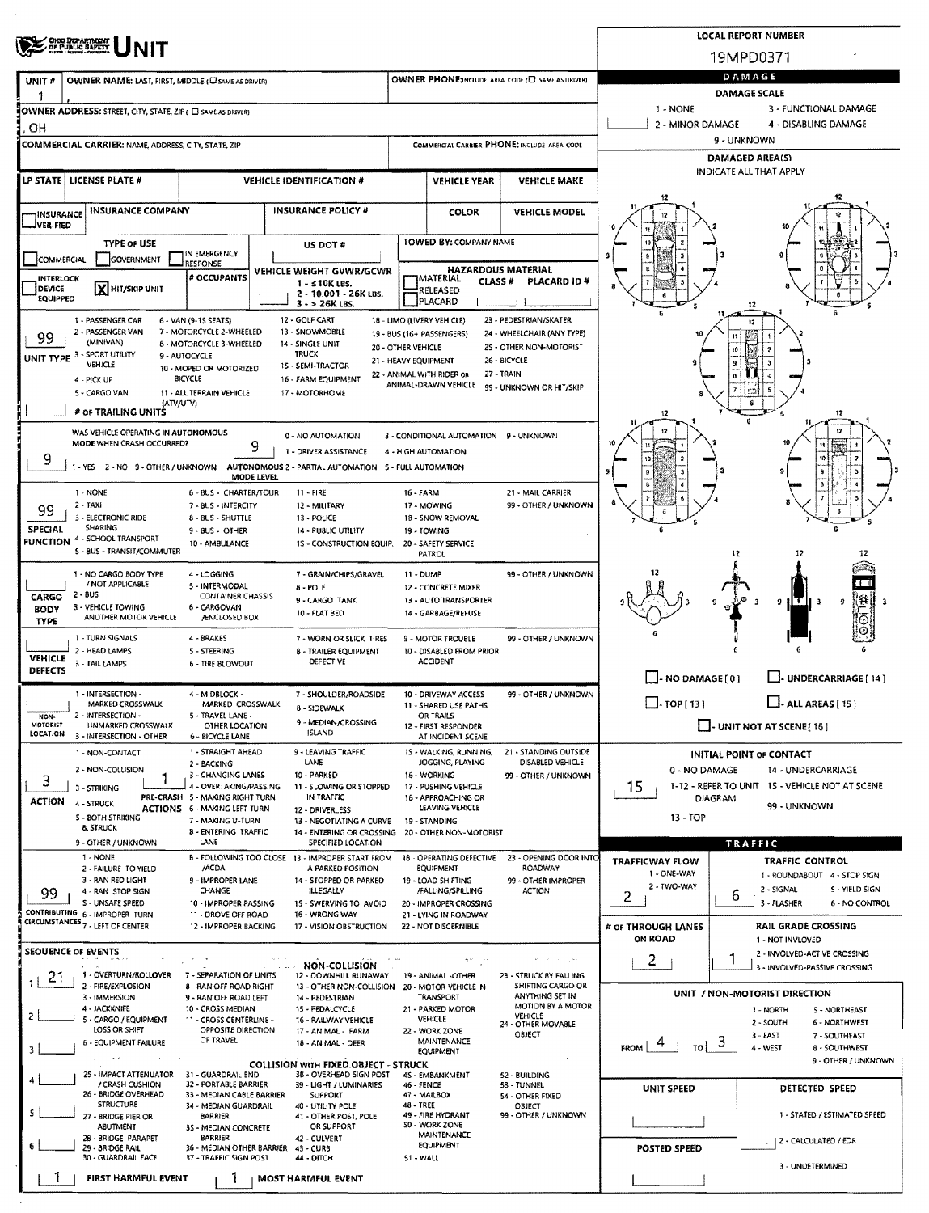# UNIT

**LOCAL REPORT NUMBER**

19MPD0371

| UNIT # | OWNER NAME: LAST, FIRST, MIDDLE ( ☐ SAME AS DRIVER) | OWNER PHONE: INCLUDE AREA CODE ( ☐ SAME AS DRIVER) |
|---|---|---|
| 1 | , | |

OWNER ADDRESS: STREET, CITY, STATE, ZIP ( ☐ SAME AS DRIVER)

, OH

COMMERCIAL CARRIER: NAME, ADDRESS, CITY, STATE, ZIP | COMMERCIAL CARRIER PHONE: INCLUDE AREA CODE

| LP STATE | LICENSE PLATE # | VEHICLE IDENTIFICATION # | VEHICLE YEAR | VEHICLE MAKE |
|---|---|---|---|---|
| | | | | |

| ☐ INSURANCE VERIFIED | INSURANCE COMPANY | INSURANCE POLICY # | COLOR | VEHICLE MODEL |
|---|---|---|---|---|
| | | | | |

TYPE OF USE: ☐ COMMERCIAL ☐ GOVERNMENT ☐ IN EMERGENCY RESPONSE

US DOT #

TOWED BY: COMPANY NAME

☐ INTERLOCK DEVICE EQUIPPED

☒ HIT/SKIP UNIT

# OCCUPANTS

VEHICLE WEIGHT GVWR/GCWR: 1 - ≤10K LBS. 2 - 10.001 - 26K LBS. 3 - > 26K LBS.

HAZARDOUS MATERIAL: ☐ MATERIAL RELEASED ☐ PLACARD | CLASS # | PLACARD ID #

**UNIT TYPE:** 99

1 - PASSENGER CAR, 2 - PASSENGER VAN (MINIVAN), 3 - SPORT UTILITY VEHICLE, 4 - PICK UP, 5 - CARGO VAN, 6 - VAN (9-15 SEATS), 7 - MOTORCYCLE 2-WHEELED, 8 - MOTORCYCLE 3-WHEELED, 9 - AUTOCYCLE, 10 - MOPED OR MOTORIZED BICYCLE, 11 - ALL TERRAIN VEHICLE (ATV/UTV), 12 - GOLF CART, 13 - SNOWMOBILE, 14 - SINGLE UNIT TRUCK, 15 - SEMI-TRACTOR, 16 - FARM EQUIPMENT, 17 - MOTORHOME, 18 - LIMO (LIVERY VEHICLE), 19 - BUS (16+ PASSENGERS), 20 - OTHER VEHICLE, 21 - HEAVY EQUIPMENT, 22 - ANIMAL WITH RIDER OR ANIMAL-DRAWN VEHICLE, 23 - PEDESTRIAN/SKATER, 24 - WHEELCHAIR (ANY TYPE), 25 - OTHER NON-MOTORIST, 26 - BICYCLE, 27 - TRAIN, 99 - UNKNOWN OR HIT/SKIP

# OF TRAILING UNITS:

**WAS VEHICLE OPERATING IN AUTONOMOUS MODE WHEN CRASH OCCURRED?** 9

1 - YES 2 - NO 9 - OTHER / UNKNOWN

**AUTONOMOUS MODE LEVEL:** 9

0 - NO AUTOMATION, 1 - DRIVER ASSISTANCE, 2 - PARTIAL AUTOMATION, 3 - CONDITIONAL AUTOMATION, 4 - HIGH AUTOMATION, 5 - FULL AUTOMATION, 9 - UNKNOWN

**SPECIAL FUNCTION:** 99

1 - NONE, 2 - TAXI, 3 - ELECTRONIC RIDE SHARING, 4 - SCHOOL TRANSPORT, 5 - BUS - TRANSIT/COMMUTER, 6 - BUS - CHARTER/TOUR, 7 - BUS - INTERCITY, 8 - BUS - SHUTTLE, 9 - BUS - OTHER, 10 - AMBULANCE, 11 - FIRE, 12 - MILITARY, 13 - POLICE, 14 - PUBLIC UTILITY, 15 - CONSTRUCTION EQUIP., 16 - FARM, 17 - MOWING, 18 - SNOW REMOVAL, 19 - TOWING, 20 - SAFETY SERVICE PATROL, 21 - MAIL CARRIER, 99 - OTHER / UNKNOWN

**CARGO BODY TYPE:**

1 - NO CARGO BODY TYPE / NOT APPLICABLE, 2 - BUS, 3 - VEHICLE TOWING ANOTHER MOTOR VEHICLE, 4 - LOGGING, 5 - INTERMODAL CONTAINER CHASSIS, 6 - CARGOVAN /ENCLOSED BOX, 7 - GRAIN/CHIPS/GRAVEL, 8 - POLE, 9 - CARGO TANK, 10 - FLAT BED, 11 - DUMP, 12 - CONCRETE MIXER, 13 - AUTO TRANSPORTER, 14 - GARBAGE/REFUSE, 99 - OTHER / UNKNOWN

**VEHICLE DEFECTS:**

1 - TURN SIGNALS, 2 - HEAD LAMPS, 3 - TAIL LAMPS, 4 - BRAKES, 5 - STEERING, 6 - TIRE BLOWOUT, 7 - WORN OR SLICK TIRES, 8 - TRAILER EQUIPMENT DEFECTIVE, 9 - MOTOR TROUBLE, 10 - DISABLED FROM PRIOR ACCIDENT, 99 - OTHER / UNKNOWN

**NON-MOTORIST LOCATION:**

1 - INTERSECTION - MARKED CROSSWALK, 2 - INTERSECTION - UNMARKED CROSSWALK, 3 - INTERSECTION - OTHER, 4 - MIDBLOCK - MARKED CROSSWALK, 5 - TRAVEL LANE - OTHER LOCATION, 6 - BICYCLE LANE, 7 - SHOULDER/ROADSIDE, 8 - SIDEWALK, 9 - MEDIAN/CROSSING ISLAND, 10 - DRIVEWAY ACCESS, 11 - SHARED USE PATHS OR TRAILS, 12 - FIRST RESPONDER AT INCIDENT SCENE, 99 - OTHER / UNKNOWN

**ACTION:** 3

1 - NON-CONTACT, 2 - NON-COLLISION, 3 - STRIKING, 4 - STRUCK, 5 - BOTH STRIKING & STRUCK, 9 - OTHER / UNKNOWN

**PRE-CRASH ACTIONS:** 1

1 - STRAIGHT AHEAD, 2 - BACKING, 3 - CHANGING LANES, 4 - OVERTAKING/PASSING, 5 - MAKING RIGHT TURN, 6 - MAKING LEFT TURN, 7 - MAKING U-TURN, 8 - ENTERING TRAFFIC LANE, 9 - LEAVING TRAFFIC LANE, 10 - PARKED, 11 - SLOWING OR STOPPED IN TRAFFIC, 12 - DRIVERLESS, 13 - NEGOTIATING A CURVE, 14 - ENTERING OR CROSSING SPECIFIED LOCATION, 15 - WALKING, RUNNING, JOGGING, PLAYING, 16 - WORKING, 17 - PUSHING VEHICLE, 18 - APPROACHING OR LEAVING VEHICLE, 19 - STANDING, 20 - OTHER NON-MOTORIST, 21 - STANDING OUTSIDE DISABLED VEHICLE, 99 - OTHER / UNKNOWN

**CONTRIBUTING CIRCUMSTANCES:** 99

1 - NONE, 2 - FAILURE TO YIELD, 3 - RAN RED LIGHT, 4 - RAN STOP SIGN, 5 - UNSAFE SPEED, 6 - IMPROPER TURN, 7 - LEFT OF CENTER, 8 - FOLLOWING TOO CLOSE /ACDA, 9 - IMPROPER LANE CHANGE, 10 - IMPROPER PASSING, 11 - DROVE OFF ROAD, 12 - IMPROPER BACKING, 13 - IMPROPER START FROM A PARKED POSITION, 14 - STOPPED OR PARKED ILLEGALLY, 15 - SWERVING TO AVOID, 16 - WRONG WAY, 17 - VISION OBSTRUCTION, 18 - OPERATING DEFECTIVE EQUIPMENT, 19 - LOAD SHIFTING /FALLING/SPILLING, 20 - IMPROPER CROSSING, 21 - LYING IN ROADWAY, 22 - NOT DISCERNIBLE, 23 - OPENING DOOR INTO ROADWAY, 99 - OTHER IMPROPER ACTION

## SEQUENCE OF EVENTS

1: 21
2:
3:
4:
5:
6:

**NON-COLLISION:** 1 - OVERTURN/ROLLOVER, 2 - FIRE/EXPLOSION, 3 - IMMERSION, 4 - JACKKNIFE, 5 - CARGO / EQUIPMENT LOSS OR SHIFT, 6 - EQUIPMENT FAILURE, 7 - SEPARATION OF UNITS, 8 - RAN OFF ROAD RIGHT, 9 - RAN OFF ROAD LEFT, 10 - CROSS MEDIAN, 11 - CROSS CENTERLINE - OPPOSITE DIRECTION OF TRAVEL, 12 - DOWNHILL RUNAWAY, 13 - OTHER NON-COLLISION, 14 - PEDESTRIAN, 15 - PEDALCYCLE, 16 - RAILWAY VEHICLE, 17 - ANIMAL - FARM, 18 - ANIMAL - DEER, 19 - ANIMAL -OTHER, 20 - MOTOR VEHICLE IN TRANSPORT, 21 - PARKED MOTOR VEHICLE, 22 - WORK ZONE MAINTENANCE EQUIPMENT, 23 - STRUCK BY FALLING, SHIFTING CARGO OR ANYTHING SET IN MOTION BY A MOTOR VEHICLE, 24 - OTHER MOVABLE OBJECT

**COLLISION WITH FIXED OBJECT - STRUCK:** 25 - IMPACT ATTENUATOR / CRASH CUSHION, 26 - BRIDGE OVERHEAD STRUCTURE, 27 - BRIDGE PIER OR ABUTMENT, 28 - BRIDGE PARAPET, 29 - BRIDGE RAIL, 30 - GUARDRAIL FACE, 31 - GUARDRAIL END, 32 - PORTABLE BARRIER, 33 - MEDIAN CABLE BARRIER, 34 - MEDIAN GUARDRAIL BARRIER, 35 - MEDIAN CONCRETE BARRIER, 36 - MEDIAN OTHER BARRIER, 37 - TRAFFIC SIGN POST, 38 - OVERHEAD SIGN POST, 39 - LIGHT / LUMINARIES SUPPORT, 40 - UTILITY POLE, 41 - OTHER POST, POLE OR SUPPORT, 42 - CULVERT, 43 - CURB, 44 - DITCH, 45 - EMBANKMENT, 46 - FENCE, 47 - MAILBOX, 48 - TREE, 49 - FIRE HYDRANT, 50 - WORK ZONE MAINTENANCE EQUIPMENT, 51 - WALL, 52 - BUILDING, 53 - TUNNEL, 54 - OTHER FIXED OBJECT, 99 - OTHER / UNKNOWN

**FIRST HARMFUL EVENT:** 1 **MOST HARMFUL EVENT:** 1

## DAMAGE

**DAMAGE SCALE:** 1 - NONE, 2 - MINOR DAMAGE, 3 - FUNCTIONAL DAMAGE, 4 - DISABLING DAMAGE, 9 - UNKNOWN

**DAMAGED AREA(S)** INDICATE ALL THAT APPLY

☐ - NO DAMAGE [ 0 ] ☐ - UNDERCARRIAGE [ 14 ]
☐ - TOP [ 13 ] ☐ - ALL AREAS [ 15 ]
☐ - UNIT NOT AT SCENE [ 16 ]

**INITIAL POINT OF CONTACT:** 15

0 - NO DAMAGE, 1-12 - REFER TO UNIT DIAGRAM, 13 - TOP, 14 - UNDERCARRIAGE, 15 - VEHICLE NOT AT SCENE, 99 - UNKNOWN

## TRAFFIC

**TRAFFICWAY FLOW:** 2 (1 - ONE-WAY, 2 - TWO-WAY)

**TRAFFIC CONTROL:** 6 (1 - ROUNDABOUT, 2 - SIGNAL, 3 - FLASHER, 4 - STOP SIGN, 5 - YIELD SIGN, 6 - NO CONTROL)

**# OF THROUGH LANES ON ROAD:** 2

**RAIL GRADE CROSSING:** 1 (1 - NOT INVLOVED, 2 - INVOLVED-ACTIVE CROSSING, 3 - INVOLVED-PASSIVE CROSSING)

**UNIT / NON-MOTORIST DIRECTION:** FROM 4 TO 3

1 - NORTH, 2 - SOUTH, 3 - EAST, 4 - WEST, 5 - NORTHEAST, 6 - NORTHWEST, 7 - SOUTHEAST, 8 - SOUTHWEST, 9 - OTHER / UNKNOWN

**UNIT SPEED:**

**POSTED SPEED:**

**DETECTED SPEED:** 1 - STATED / ESTIMATED SPEED, 2 - CALCULATED / EDR, 3 - UNDETERMINED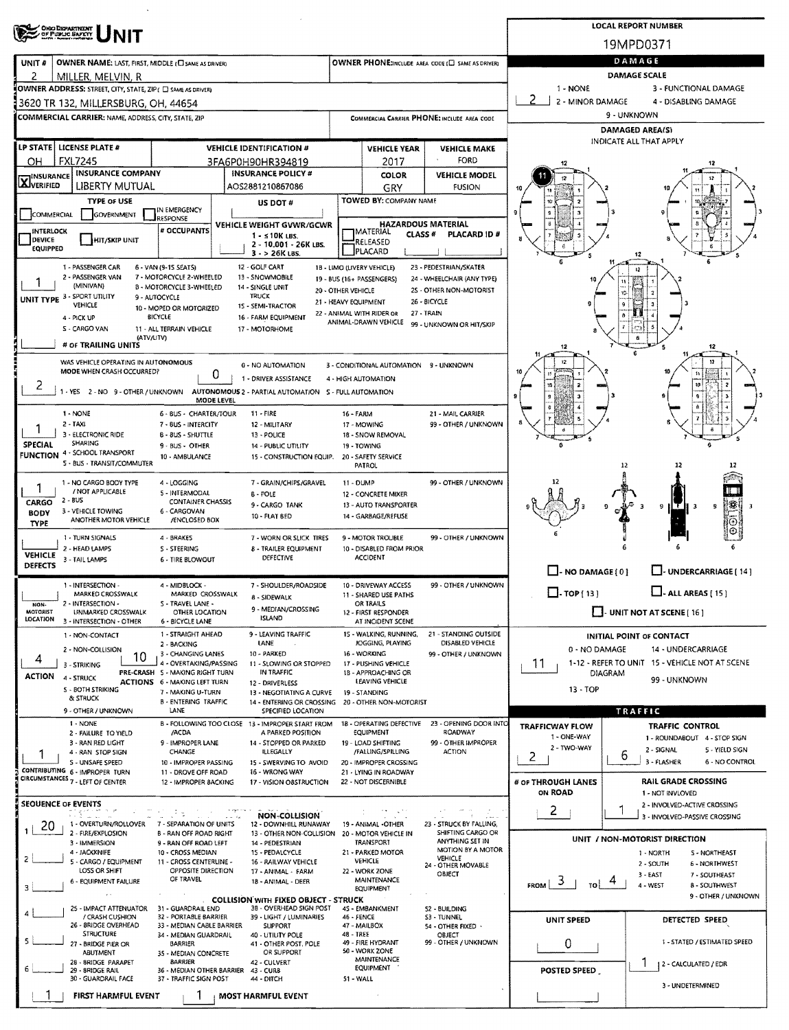# UNIT

**LOCAL REPORT NUMBER:** 19MPD0371

| UNIT # | OWNER NAME: LAST, FIRST, MIDDLE | OWNER PHONE |
|---|---|---|
| 2 | MILLER, MELVIN, R | |

**OWNER ADDRESS:** 3620 TR 132, MILLERSBURG, OH, 44654

**COMMERCIAL CARRIER:** NAME, ADDRESS, CITY, STATE, ZIP

**COMMERCIAL CARRIER PHONE:**

| LP STATE | LICENSE PLATE # | VEHICLE IDENTIFICATION # | VEHICLE YEAR | VEHICLE MAKE |
|---|---|---|---|---|
| OH | FXL7245 | 3FA6P0H90HR394819 | 2017 | FORD |

| INSURANCE | INSURANCE COMPANY | INSURANCE POLICY # | COLOR | VEHICLE MODEL |
|---|---|---|---|---|
| X VERIFIED | LIBERTY MUTUAL | AOS2881210867086 | GRY | FUSION |

**TYPE OF USE:** COMMERCIAL / GOVERNMENT / IN EMERGENCY RESPONSE

**US DOT #:**

**TOWED BY:** COMPANY NAME

**INTERLOCK DEVICE EQUIPPED** / **HIT/SKIP UNIT**

**# OCCUPANTS:**

**VEHICLE WEIGHT GVWR/GCWR:** 1 - ≤10K LBS. 2 - 10,001 - 26K LBS. 3 - > 26K LBS.

**HAZARDOUS MATERIAL:** MATERIAL RELEASED / PLACARD — CLASS # — PLACARD ID #

**UNIT TYPE:** 1

1 - PASSENGER CAR, 2 - PASSENGER VAN (MINIVAN), 3 - SPORT UTILITY VEHICLE, 4 - PICK UP, 5 - CARGO VAN, 6 - VAN (9-15 SEATS), 7 - MOTORCYCLE 2-WHEELED, 8 - MOTORCYCLE 3-WHEELED, 9 - AUTOCYCLE, 10 - MOPED OR MOTORIZED BICYCLE, 11 - ALL TERRAIN VEHICLE (ATV/UTV), 12 - GOLF CART, 13 - SNOWMOBILE, 14 - SINGLE UNIT TRUCK, 15 - SEMI-TRACTOR, 16 - FARM EQUIPMENT, 17 - MOTORHOME, 18 - LIMO (LIVERY VEHICLE), 19 - BUS (16+ PASSENGERS), 20 - OTHER VEHICLE, 21 - HEAVY EQUIPMENT, 22 - ANIMAL WITH RIDER OR ANIMAL-DRAWN VEHICLE, 23 - PEDESTRIAN/SKATER, 24 - WHEELCHAIR (ANY TYPE), 25 - OTHER NON-MOTORIST, 26 - BICYCLE, 27 - TRAIN, 99 - UNKNOWN OR HIT/SKIP

**# OF TRAILING UNITS:**

**WAS VEHICLE OPERATING IN AUTONOMOUS MODE WHEN CRASH OCCURRED?** 2 (1 - YES 2 - NO 9 - OTHER / UNKNOWN)

**AUTONOMOUS MODE LEVEL:** 0 (0 - NO AUTOMATION, 1 - DRIVER ASSISTANCE, 2 - PARTIAL AUTOMATION, 3 - CONDITIONAL AUTOMATION, 4 - HIGH AUTOMATION, 5 - FULL AUTOMATION, 9 - UNKNOWN)

**SPECIAL FUNCTION:** 1

1 - NONE, 2 - TAXI, 3 - ELECTRONIC RIDE SHARING, 4 - SCHOOL TRANSPORT, 5 - BUS - TRANSIT/COMMUTER, 6 - BUS - CHARTER/TOUR, 7 - BUS - INTERCITY, 8 - BUS - SHUTTLE, 9 - BUS - OTHER, 10 - AMBULANCE, 11 - FIRE, 12 - MILITARY, 13 - POLICE, 14 - PUBLIC UTILITY, 15 - CONSTRUCTION EQUIP., 16 - FARM, 17 - MOWING, 18 - SNOW REMOVAL, 19 - TOWING, 20 - SAFETY SERVICE PATROL, 21 - MAIL CARRIER, 99 - OTHER / UNKNOWN

**CARGO BODY TYPE:** 1

1 - NO CARGO BODY TYPE / NOT APPLICABLE, 2 - BUS, 3 - VEHICLE TOWING ANOTHER MOTOR VEHICLE, 4 - LOGGING, 5 - INTERMODAL CONTAINER CHASSIS, 6 - CARGOVAN /ENCLOSED BOX, 7 - GRAIN/CHIPS/GRAVEL, 8 - POLE, 9 - CARGO TANK, 10 - FLAT BED, 11 - DUMP, 12 - CONCRETE MIXER, 13 - AUTO TRANSPORTER, 14 - GARBAGE/REFUSE, 99 - OTHER / UNKNOWN

**VEHICLE DEFECTS:**

1 - TURN SIGNALS, 2 - HEAD LAMPS, 3 - TAIL LAMPS, 4 - BRAKES, 5 - STEERING, 6 - TIRE BLOWOUT, 7 - WORN OR SLICK TIRES, 8 - TRAILER EQUIPMENT DEFECTIVE, 9 - MOTOR TROUBLE, 10 - DISABLED FROM PRIOR ACCIDENT, 99 - OTHER / UNKNOWN

**NON-MOTORIST LOCATION:**

1 - INTERSECTION - MARKED CROSSWALK, 2 - INTERSECTION - UNMARKED CROSSWALK, 3 - INTERSECTION - OTHER, 4 - MIDBLOCK - MARKED CROSSWALK, 5 - TRAVEL LANE - OTHER LOCATION, 6 - BICYCLE LANE, 7 - SHOULDER/ROADSIDE, 8 - SIDEWALK, 9 - MEDIAN/CROSSING ISLAND, 10 - DRIVEWAY ACCESS, 11 - SHARED USE PATHS OR TRAILS, 12 - FIRST RESPONDER AT INCIDENT SCENE, 99 - OTHER / UNKNOWN

**ACTION:** 4

1 - NON-CONTACT, 2 - NON-COLLISION, 3 - STRIKING, 4 - STRUCK, 5 - BOTH STRIKING & STRUCK, 9 - OTHER / UNKNOWN

**PRE-CRASH ACTIONS:** 10

1 - STRAIGHT AHEAD, 2 - BACKING, 3 - CHANGING LANES, 4 - OVERTAKING/PASSING, 5 - MAKING RIGHT TURN, 6 - MAKING LEFT TURN, 7 - MAKING U-TURN, 8 - ENTERING TRAFFIC LANE, 9 - LEAVING TRAFFIC LANE, 10 - PARKED, 11 - SLOWING OR STOPPED IN TRAFFIC, 12 - DRIVERLESS, 13 - NEGOTIATING A CURVE, 14 - ENTERING OR CROSSING SPECIFIED LOCATION, 15 - WALKING, RUNNING, JOGGING, PLAYING, 16 - WORKING, 17 - PUSHING VEHICLE, 18 - APPROACHING OR LEAVING VEHICLE, 19 - STANDING, 20 - OTHER NON-MOTORIST, 21 - STANDING OUTSIDE DISABLED VEHICLE, 99 - OTHER / UNKNOWN

**CONTRIBUTING CIRCUMSTANCES:** 1

1 - NONE, 2 - FAILURE TO YIELD, 3 - RAN RED LIGHT, 4 - RAN STOP SIGN, 5 - UNSAFE SPEED, 6 - IMPROPER TURN, 7 - LEFT OF CENTER, 8 - FOLLOWING TOO CLOSE /ACDA, 9 - IMPROPER LANE CHANGE, 10 - IMPROPER PASSING, 11 - DROVE OFF ROAD, 12 - IMPROPER BACKING, 13 - IMPROPER START FROM A PARKED POSITION, 14 - STOPPED OR PARKED ILLEGALLY, 15 - SWERVING TO AVOID, 16 - WRONG WAY, 17 - VISION OBSTRUCTION, 18 - OPERATING DEFECTIVE EQUIPMENT, 19 - LOAD SHIFTING /FALLING/SPILLING, 20 - IMPROPER CROSSING, 21 - LYING IN ROADWAY, 22 - NOT DISCERNIBLE, 23 - OPENING DOOR INTO ROADWAY, 99 - OTHER IMPROPER ACTION

**SEQUENCE OF EVENTS:**

| # | Event |
|---|---|
| 1 | 20 |
| 2 | |
| 3 | |
| 4 | |
| 5 | |
| 6 | |

NON-COLLISION: 1 - OVERTURN/ROLLOVER, 2 - FIRE/EXPLOSION, 3 - IMMERSION, 4 - JACKKNIFE, 5 - CARGO / EQUIPMENT LOSS OR SHIFT, 6 - EQUIPMENT FAILURE, 7 - SEPARATION OF UNITS, 8 - RAN OFF ROAD RIGHT, 9 - RAN OFF ROAD LEFT, 10 - CROSS MEDIAN, 11 - CROSS CENTERLINE - OPPOSITE DIRECTION OF TRAVEL, 12 - DOWNHILL RUNAWAY, 13 - OTHER NON-COLLISION, 14 - PEDESTRIAN, 15 - PEDALCYCLE, 16 - RAILWAY VEHICLE, 17 - ANIMAL - FARM, 18 - ANIMAL - DEER, 19 - ANIMAL -OTHER, 20 - MOTOR VEHICLE IN TRANSPORT, 21 - PARKED MOTOR VEHICLE, 22 - WORK ZONE MAINTENANCE EQUIPMENT, 23 - STRUCK BY FALLING, SHIFTING CARGO OR ANYTHING SET IN MOTION BY A MOTOR VEHICLE, 24 - OTHER MOVABLE OBJECT

COLLISION WITH FIXED OBJECT - STRUCK: 25 - IMPACT ATTENUATOR / CRASH CUSHION, 26 - BRIDGE OVERHEAD STRUCTURE, 27 - BRIDGE PIER OR ABUTMENT, 28 - BRIDGE PARAPET, 29 - BRIDGE RAIL, 30 - GUARDRAIL FACE, 31 - GUARDRAIL END, 32 - PORTABLE BARRIER, 33 - MEDIAN CABLE BARRIER, 34 - MEDIAN GUARDRAIL BARRIER, 35 - MEDIAN CONCRETE BARRIER, 36 - MEDIAN OTHER BARRIER, 37 - TRAFFIC SIGN POST, 38 - OVERHEAD SIGN POST, 39 - LIGHT / LUMINARIES SUPPORT, 40 - UTILITY POLE, 41 - OTHER POST, POLE OR SUPPORT, 42 - CULVERT, 43 - CURB, 44 - DITCH, 45 - EMBANKMENT, 46 - FENCE, 47 - MAILBOX, 48 - TREE, 49 - FIRE HYDRANT, 50 - WORK ZONE MAINTENANCE EQUIPMENT, 51 - WALL, 52 - BUILDING, 53 - TUNNEL, 54 - OTHER FIXED OBJECT, 99 - OTHER / UNKNOWN

**FIRST HARMFUL EVENT:** 1 **MOST HARMFUL EVENT:** 1

## DAMAGE

**DAMAGE SCALE:** 2 (1 - NONE, 2 - MINOR DAMAGE, 3 - FUNCTIONAL DAMAGE, 4 - DISABLING DAMAGE, 9 - UNKNOWN)

**DAMAGED AREA(S)** INDICATE ALL THAT APPLY: 11

NO DAMAGE [0] / UNDERCARRIAGE [14] / TOP [13] / ALL AREAS [15] / UNIT NOT AT SCENE [16]

**INITIAL POINT OF CONTACT:** 11

0 - NO DAMAGE, 1-12 - REFER TO UNIT DIAGRAM, 13 - TOP, 14 - UNDERCARRIAGE, 15 - VEHICLE NOT AT SCENE, 99 - UNKNOWN

## TRAFFIC

**TRAFFICWAY FLOW:** 2 (1 - ONE-WAY, 2 - TWO-WAY)

**TRAFFIC CONTROL:** 6 (1 - ROUNDABOUT, 2 - SIGNAL, 3 - FLASHER, 4 - STOP SIGN, 5 - YIELD SIGN, 6 - NO CONTROL)

**# OF THROUGH LANES ON ROAD:** 2

**RAIL GRADE CROSSING:** 1 (1 - NOT INVLOVED, 2 - INVOLVED-ACTIVE CROSSING, 3 - INVOLVED-PASSIVE CROSSING)

**UNIT / NON-MOTORIST DIRECTION:** FROM 3 TO 4

1 - NORTH, 2 - SOUTH, 3 - EAST, 4 - WEST, 5 - NORTHEAST, 6 - NORTHWEST, 7 - SOUTHEAST, 8 - SOUTHWEST, 9 - OTHER / UNKNOWN

**UNIT SPEED:** 0

**DETECTED SPEED:** 1 (1 - STATED / ESTIMATED SPEED, 2 - CALCULATED / EDR, 3 - UNDETERMINED)

**POSTED SPEED:**